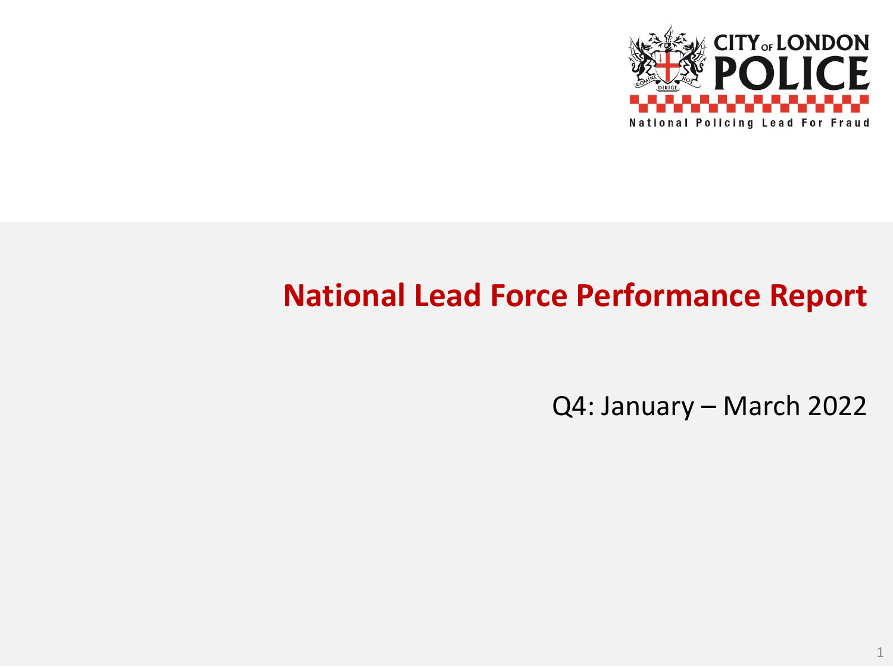CITY OF LONDON POLICE

National Policing Lead For Fraud

# National Lead Force Performance Report

Q4: January – March 2022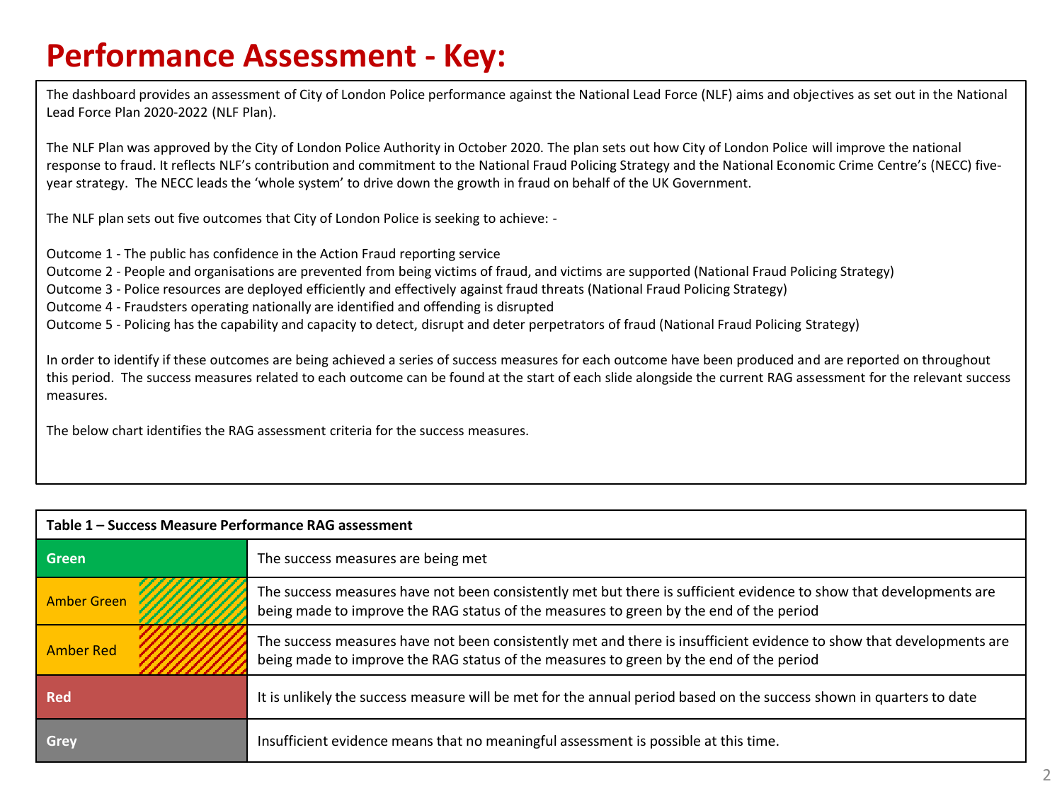# Performance Assessment - Key:

The dashboard provides an assessment of City of London Police performance against the National Lead Force (NLF) aims and objectives as set out in the National Lead Force Plan 2020-2022 (NLF Plan).

The NLF Plan was approved by the City of London Police Authority in October 2020. The plan sets out how City of London Police will improve the national response to fraud. It reflects NLF's contribution and commitment to the National Fraud Policing Strategy and the National Economic Crime Centre's (NECC) five-year strategy. The NECC leads the 'whole system' to drive down the growth in fraud on behalf of the UK Government.

The NLF plan sets out five outcomes that City of London Police is seeking to achieve: -

Outcome 1 - The public has confidence in the Action Fraud reporting service
Outcome 2 - People and organisations are prevented from being victims of fraud, and victims are supported (National Fraud Policing Strategy)
Outcome 3 - Police resources are deployed efficiently and effectively against fraud threats (National Fraud Policing Strategy)
Outcome 4 - Fraudsters operating nationally are identified and offending is disrupted
Outcome 5 - Policing has the capability and capacity to detect, disrupt and deter perpetrators of fraud (National Fraud Policing Strategy)

In order to identify if these outcomes are being achieved a series of success measures for each outcome have been produced and are reported on throughout this period. The success measures related to each outcome can be found at the start of each slide alongside the current RAG assessment for the relevant success measures.

The below chart identifies the RAG assessment criteria for the success measures.

| **Table 1 – Success Measure Performance RAG assessment** | |
|---|---|
| Green | The success measures are being met |
| Amber Green | The success measures have not been consistently met but there is sufficient evidence to show that developments are being made to improve the RAG status of the measures to green by the end of the period |
| Amber Red | The success measures have not been consistently met and there is insufficient evidence to show that developments are being made to improve the RAG status of the measures to green by the end of the period |
| Red | It is unlikely the success measure will be met for the annual period based on the success shown in quarters to date |
| Grey | Insufficient evidence means that no meaningful assessment is possible at this time. |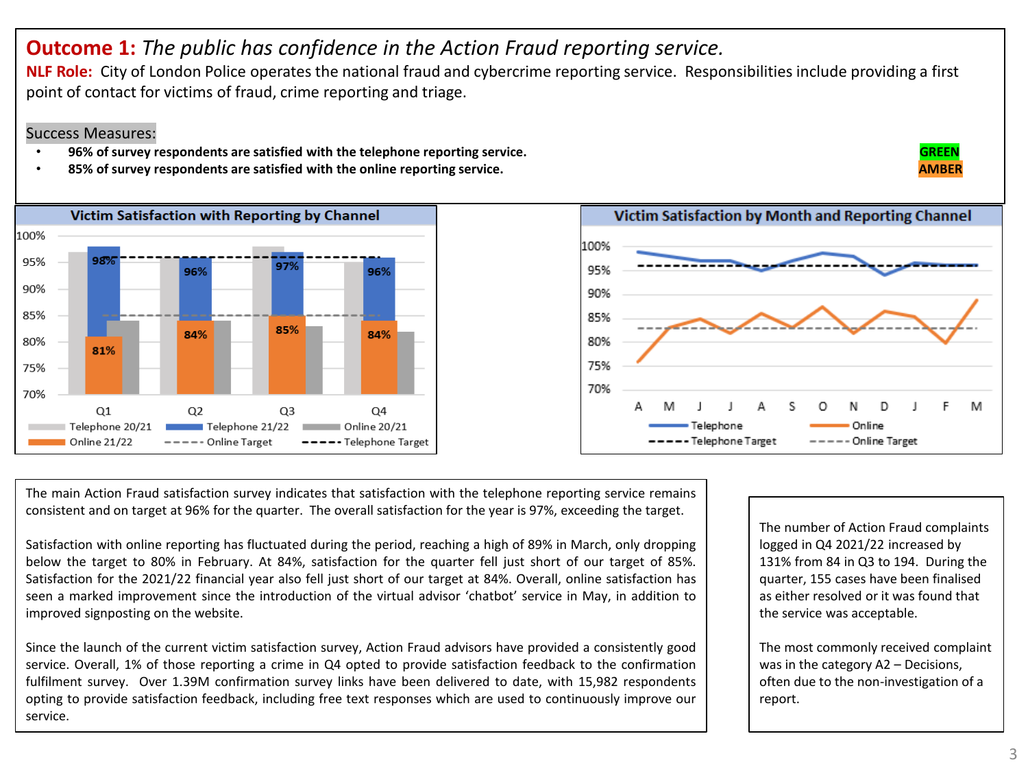# **Outcome 1:** *The public has confidence in the Action Fraud reporting service.*

**NLF Role:** City of London Police operates the national fraud and cybercrime reporting service. Responsibilities include providing a first point of contact for victims of fraud, crime reporting and triage.

Success Measures:

- **96% of survey respondents are satisfied with the telephone reporting service.** **GREEN**
- **85% of survey respondents are satisfied with the online reporting service.** **AMBER**

**Victim Satisfaction with Reporting by Channel**

| | Q1 | Q2 | Q3 | Q4 |
|---|---|---|---|---|
| Telephone 21/22 | 98% | 96% | 97% | 96% |
| Online 21/22 | 81% | 84% | 85% | 84% |

Legend: Telephone 20/21, Telephone 21/22, Online 20/21, Online 21/22, Online Target, Telephone Target

**Victim Satisfaction by Month and Reporting Channel**

Months: A M J J A S O N D J F M

Legend: Telephone, Online, Telephone Target, Online Target

The main Action Fraud satisfaction survey indicates that satisfaction with the telephone reporting service remains consistent and on target at 96% for the quarter. The overall satisfaction for the year is 97%, exceeding the target.

Satisfaction with online reporting has fluctuated during the period, reaching a high of 89% in March, only dropping below the target to 80% in February. At 84%, satisfaction for the quarter fell just short of our target of 85%. Satisfaction for the 2021/22 financial year also fell just short of our target at 84%. Overall, online satisfaction has seen a marked improvement since the introduction of the virtual advisor 'chatbot' service in May, in addition to improved signposting on the website.

Since the launch of the current victim satisfaction survey, Action Fraud advisors have provided a consistently good service. Overall, 1% of those reporting a crime in Q4 opted to provide satisfaction feedback to the confirmation fulfilment survey. Over 1.39M confirmation survey links have been delivered to date, with 15,982 respondents opting to provide satisfaction feedback, including free text responses which are used to continuously improve our service.

The number of Action Fraud complaints logged in Q4 2021/22 increased by 131% from 84 in Q3 to 194. During the quarter, 155 cases have been finalised as either resolved or it was found that the service was acceptable.

The most commonly received complaint was in the category A2 – Decisions, often due to the non-investigation of a report.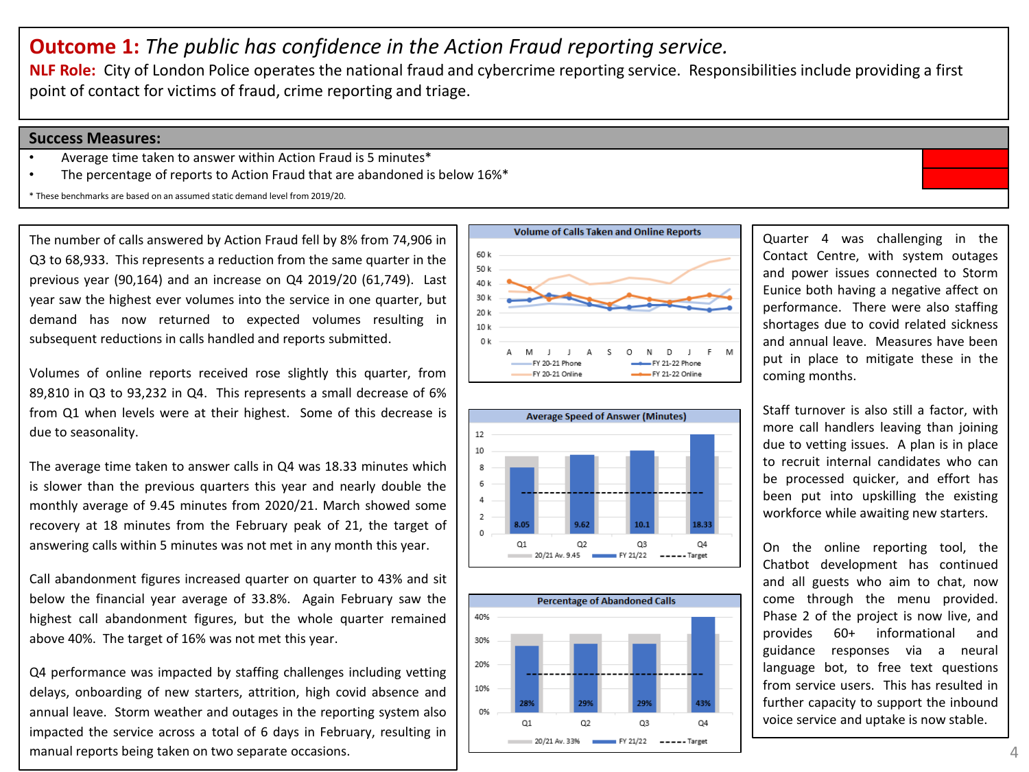# **Outcome 1:** *The public has confidence in the Action Fraud reporting service.*

**NLF Role:** City of London Police operates the national fraud and cybercrime reporting service. Responsibilities include providing a first point of contact for victims of fraud, crime reporting and triage.

## Success Measures:

- Average time taken to answer within Action Fraud is 5 minutes*
- The percentage of reports to Action Fraud that are abandoned is below 16%*

\* These benchmarks are based on an assumed static demand level from 2019/20.

The number of calls answered by Action Fraud fell by 8% from 74,906 in Q3 to 68,933. This represents a reduction from the same quarter in the previous year (90,164) and an increase on Q4 2019/20 (61,749). Last year saw the highest ever volumes into the service in one quarter, but demand has now returned to expected volumes resulting in subsequent reductions in calls handled and reports submitted.

Volumes of online reports received rose slightly this quarter, from 89,810 in Q3 to 93,232 in Q4. This represents a small decrease of 6% from Q1 when levels were at their highest. Some of this decrease is due to seasonality.

The average time taken to answer calls in Q4 was 18.33 minutes which is slower than the previous quarters this year and nearly double the monthly average of 9.45 minutes from 2020/21. March showed some recovery at 18 minutes from the February peak of 21, the target of answering calls within 5 minutes was not met in any month this year.

Call abandonment figures increased quarter on quarter to 43% and sit below the financial year average of 33.8%. Again February saw the highest call abandonment figures, but the whole quarter remained above 40%. The target of 16% was not met this year.

Q4 performance was impacted by staffing challenges including vetting delays, onboarding of new starters, attrition, high covid absence and annual leave. Storm weather and outages in the reporting system also impacted the service across a total of 6 days in February, resulting in manual reports being taken on two separate occasions.

**Volume of Calls Taken and Online Reports**

Series: FY 20-21 Phone, FY 21-22 Phone, FY 20-21 Online, FY 21-22 Online (months A–M)

**Average Speed of Answer (Minutes)**

| | Q1 | Q2 | Q3 | Q4 |
|---|---|---|---|---|
| FY 21/22 | 8.05 | 9.62 | 10.1 | 18.33 |

20/21 Av. 9.45; Target 5

**Percentage of Abandoned Calls**

| | Q1 | Q2 | Q3 | Q4 |
|---|---|---|---|---|
| FY 21/22 | 28% | 29% | 29% | 43% |

20/21 Av. 33%; Target 16%

Quarter 4 was challenging in the Contact Centre, with system outages and power issues connected to Storm Eunice both having a negative affect on performance. There were also staffing shortages due to covid related sickness and annual leave. Measures have been put in place to mitigate these in the coming months.

Staff turnover is also still a factor, with more call handlers leaving than joining due to vetting issues. A plan is in place to recruit internal candidates who can be processed quicker, and effort has been put into upskilling the existing workforce while awaiting new starters.

On the online reporting tool, the Chatbot development has continued and all guests who aim to chat, now come through the menu provided. Phase 2 of the project is now live, and provides 60+ informational and guidance responses via a neural language bot, to free text questions from service users. This has resulted in further capacity to support the inbound voice service and uptake is now stable.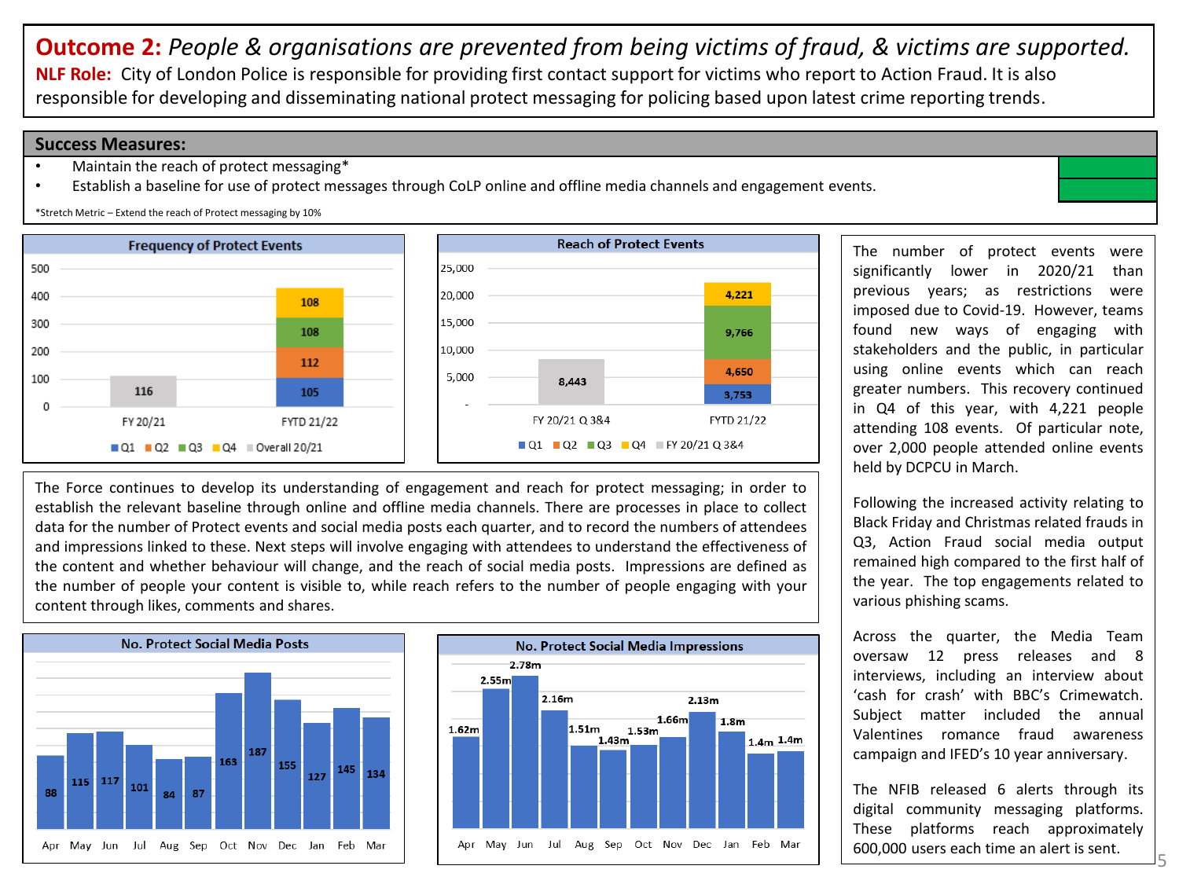# **Outcome 2:** *People & organisations are prevented from being victims of fraud, & victims are supported.*

**NLF Role:** City of London Police is responsible for providing first contact support for victims who report to Action Fraud. It is also responsible for developing and disseminating national protect messaging for policing based upon latest crime reporting trends.

## Success Measures:

- Maintain the reach of protect messaging*
- Establish a baseline for use of protect messages through CoLP online and offline media channels and engagement events.

*Stretch Metric – Extend the reach of Protect messaging by 10%

### Frequency of Protect Events

| | Q1 | Q2 | Q3 | Q4 | Overall 20/21 |
|---|---|---|---|---|---|
| FY 20/21 | | | | | 116 |
| FYTD 21/22 | 105 | 112 | 108 | 108 | |

### Reach of Protect Events

| | Q1 | Q2 | Q3 | Q4 | FY 20/21 Q 3&4 |
|---|---|---|---|---|---|
| FY 20/21 Q 3&4 | | | | | 8,443 |
| FYTD 21/22 | 3,753 | 4,650 | 9,766 | 4,221 | |

The Force continues to develop its understanding of engagement and reach for protect messaging; in order to establish the relevant baseline through online and offline media channels. There are processes in place to collect data for the number of Protect events and social media posts each quarter, and to record the numbers of attendees and impressions linked to these. Next steps will involve engaging with attendees to understand the effectiveness of the content and whether behaviour will change, and the reach of social media posts. Impressions are defined as the number of people your content is visible to, while reach refers to the number of people engaging with your content through likes, comments and shares.

### No. Protect Social Media Posts

| Apr | May | Jun | Jul | Aug | Sep | Oct | Nov | Dec | Jan | Feb | Mar |
|---|---|---|---|---|---|---|---|---|---|---|---|
| 88 | 115 | 117 | 101 | 84 | 87 | 163 | 187 | 155 | 127 | 145 | 134 |

### No. Protect Social Media Impressions

| Apr | May | Jun | Jul | Aug | Sep | Oct | Nov | Dec | Jan | Feb | Mar |
|---|---|---|---|---|---|---|---|---|---|---|---|
| 1.62m | 2.55m | 2.78m | 2.16m | 1.51m | 1.43m | 1.53m | 1.66m | 2.13m | 1.8m | 1.4m | 1.4m |

The number of protect events were significantly lower in 2020/21 than previous years; as restrictions were imposed due to Covid-19. However, teams found new ways of engaging with stakeholders and the public, in particular using online events which can reach greater numbers. This recovery continued in Q4 of this year, with 4,221 people attending 108 events. Of particular note, over 2,000 people attended online events held by DCPCU in March.

Following the increased activity relating to Black Friday and Christmas related frauds in Q3, Action Fraud social media output remained high compared to the first half of the year. The top engagements related to various phishing scams.

Across the quarter, the Media Team oversaw 12 press releases and 8 interviews, including an interview about 'cash for crash' with BBC's Crimewatch. Subject matter included the annual Valentines romance fraud awareness campaign and IFED's 10 year anniversary.

The NFIB released 6 alerts through its digital community messaging platforms. These platforms reach approximately 600,000 users each time an alert is sent.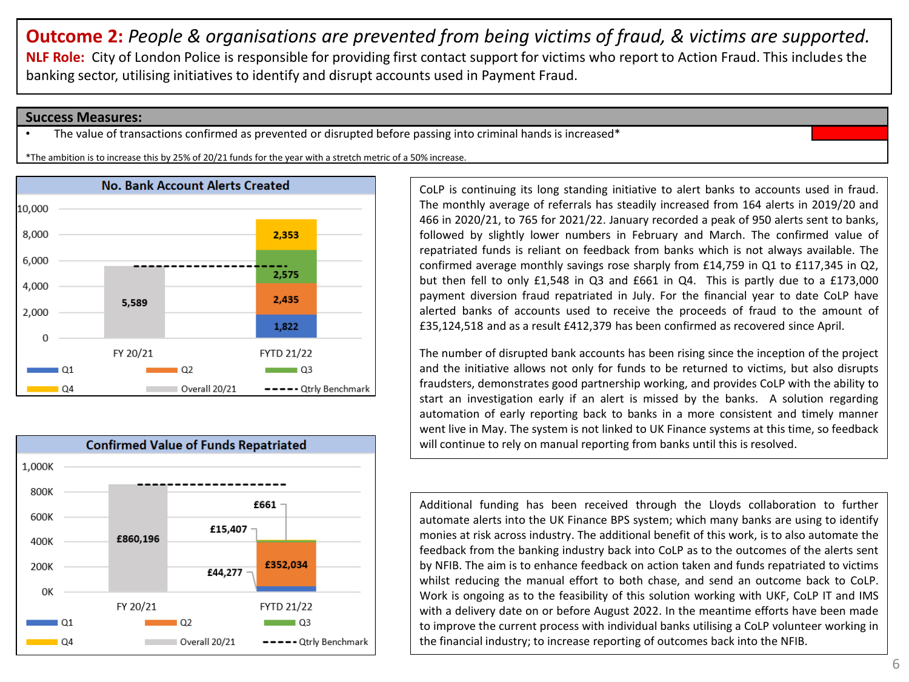# **Outcome 2:** *People & organisations are prevented from being victims of fraud, & victims are supported.*

**NLF Role:** City of London Police is responsible for providing first contact support for victims who report to Action Fraud. This includes the banking sector, utilising initiatives to identify and disrupt accounts used in Payment Fraud.

## Success Measures:

- The value of transactions confirmed as prevented or disrupted before passing into criminal hands is increased*

*The ambition is to increase this by 25% of 20/21 funds for the year with a stretch metric of a 50% increase.

### No. Bank Account Alerts Created

| | FY 20/21 | FYTD 21/22 |
|---|---|---|
| Overall 20/21 | 5,589 | |
| Q1 | | 1,822 |
| Q2 | | 2,435 |
| Q3 | | 2,575 |
| Q4 | | 2,353 |

### Confirmed Value of Funds Repatriated

| | FY 20/21 | FYTD 21/22 |
|---|---|---|
| Overall 20/21 | £860,196 | |
| Q1 | | £44,277 |
| Q2 | | £352,034 |
| Q3 | | £15,407 |
| Q4 | | £661 |

CoLP is continuing its long standing initiative to alert banks to accounts used in fraud. The monthly average of referrals has steadily increased from 164 alerts in 2019/20 and 466 in 2020/21, to 765 for 2021/22. January recorded a peak of 950 alerts sent to banks, followed by slightly lower numbers in February and March. The confirmed value of repatriated funds is reliant on feedback from banks which is not always available. The confirmed average monthly savings rose sharply from £14,759 in Q1 to £117,345 in Q2, but then fell to only £1,548 in Q3 and £661 in Q4. This is partly due to a £173,000 payment diversion fraud repatriated in July. For the financial year to date CoLP have alerted banks of accounts used to receive the proceeds of fraud to the amount of £35,124,518 and as a result £412,379 has been confirmed as recovered since April.

The number of disrupted bank accounts has been rising since the inception of the project and the initiative allows not only for funds to be returned to victims, but also disrupts fraudsters, demonstrates good partnership working, and provides CoLP with the ability to start an investigation early if an alert is missed by the banks. A solution regarding automation of early reporting back to banks in a more consistent and timely manner went live in May. The system is not linked to UK Finance systems at this time, so feedback will continue to rely on manual reporting from banks until this is resolved.

Additional funding has been received through the Lloyds collaboration to further automate alerts into the UK Finance BPS system; which many banks are using to identify monies at risk across industry. The additional benefit of this work, is to also automate the feedback from the banking industry back into CoLP as to the outcomes of the alerts sent by NFIB. The aim is to enhance feedback on action taken and funds repatriated to victims whilst reducing the manual effort to both chase, and send an outcome back to CoLP. Work is ongoing as to the feasibility of this solution working with UKF, CoLP IT and IMS with a delivery date on or before August 2022. In the meantime efforts have been made to improve the current process with individual banks utilising a CoLP volunteer working in the financial industry; to increase reporting of outcomes back into the NFIB.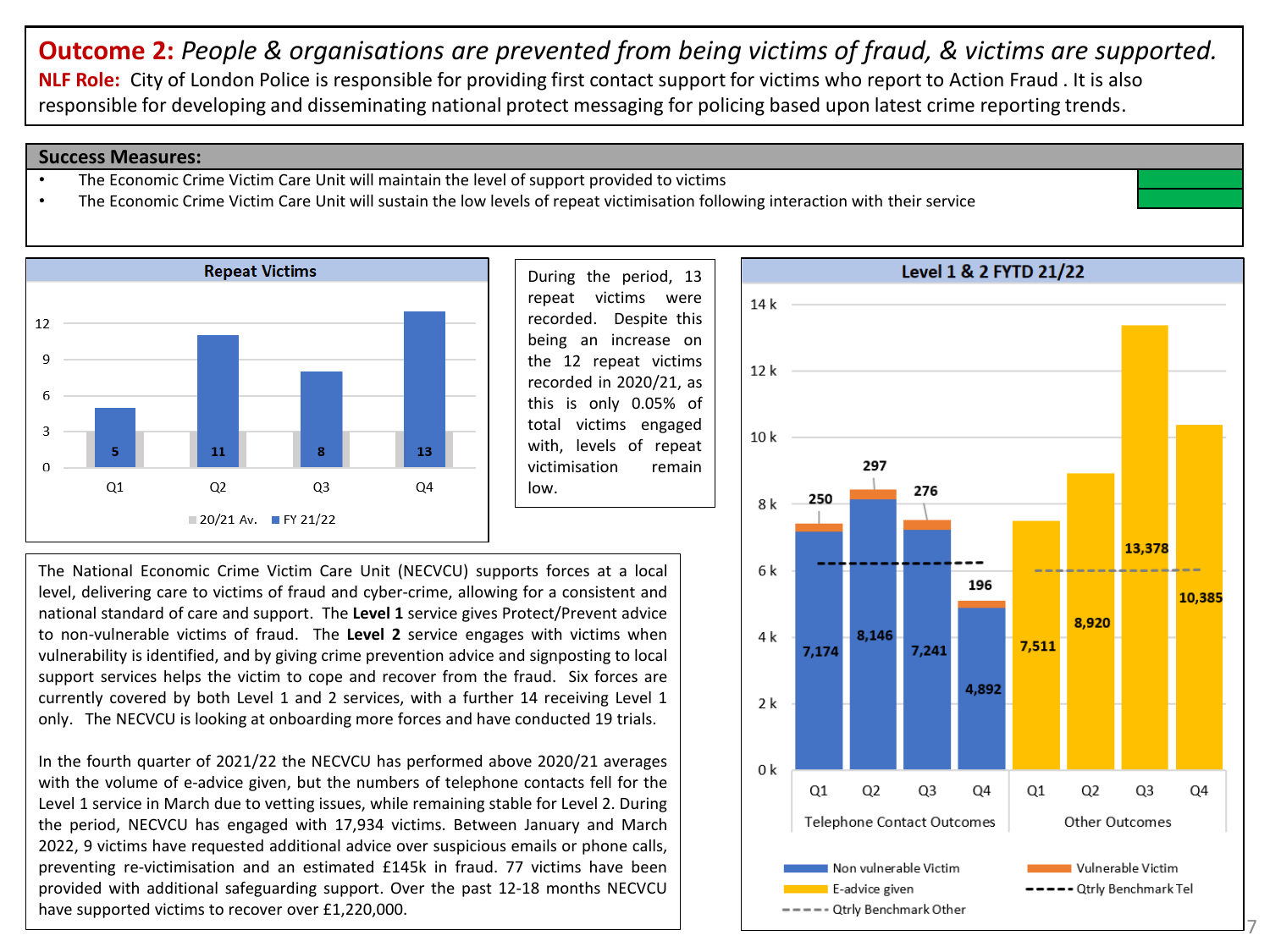**Outcome 2:** *People & organisations are prevented from being victims of fraud, & victims are supported.*

**NLF Role:** City of London Police is responsible for providing first contact support for victims who report to Action Fraud . It is also responsible for developing and disseminating national protect messaging for policing based upon latest crime reporting trends.

## Success Measures:

- The Economic Crime Victim Care Unit will maintain the level of support provided to victims
- The Economic Crime Victim Care Unit will sustain the low levels of repeat victimisation following interaction with their service

### Repeat Victims

| | Q1 | Q2 | Q3 | Q4 |
|---|---|---|---|---|
| FY 21/22 | 5 | 11 | 8 | 13 |

Legend: 20/21 Av., FY 21/22

During the period, 13 repeat victims were recorded. Despite this being an increase on the 12 repeat victims recorded in 2020/21, as this is only 0.05% of total victims engaged with, levels of repeat victimisation remain low.

### Level 1 & 2 FYTD 21/22

| | Q1 | Q2 | Q3 | Q4 |
|---|---|---|---|---|
| **Telephone Contact Outcomes** – Non vulnerable Victim | 7,174 | 8,146 | 7,241 | 4,892 |
| **Telephone Contact Outcomes** – Vulnerable Victim | 250 | 297 | 276 | 196 |
| **Other Outcomes** – E-advice given | 7,511 | 8,920 | 13,378 | 10,385 |

Legend: Non vulnerable Victim, Vulnerable Victim, E-advice given, Qtrly Benchmark Tel, Qtrly Benchmark Other

The National Economic Crime Victim Care Unit (NECVCU) supports forces at a local level, delivering care to victims of fraud and cyber-crime, allowing for a consistent and national standard of care and support. The **Level 1** service gives Protect/Prevent advice to non-vulnerable victims of fraud. The **Level 2** service engages with victims when vulnerability is identified, and by giving crime prevention advice and signposting to local support services helps the victim to cope and recover from the fraud. Six forces are currently covered by both Level 1 and 2 services, with a further 14 receiving Level 1 only. The NECVCU is looking at onboarding more forces and have conducted 19 trials.

In the fourth quarter of 2021/22 the NECVCU has performed above 2020/21 averages with the volume of e-advice given, but the numbers of telephone contacts fell for the Level 1 service in March due to vetting issues, while remaining stable for Level 2. During the period, NECVCU has engaged with 17,934 victims. Between January and March 2022, 9 victims have requested additional advice over suspicious emails or phone calls, preventing re-victimisation and an estimated £145k in fraud. 77 victims have been provided with additional safeguarding support. Over the past 12-18 months NECVCU have supported victims to recover over £1,220,000.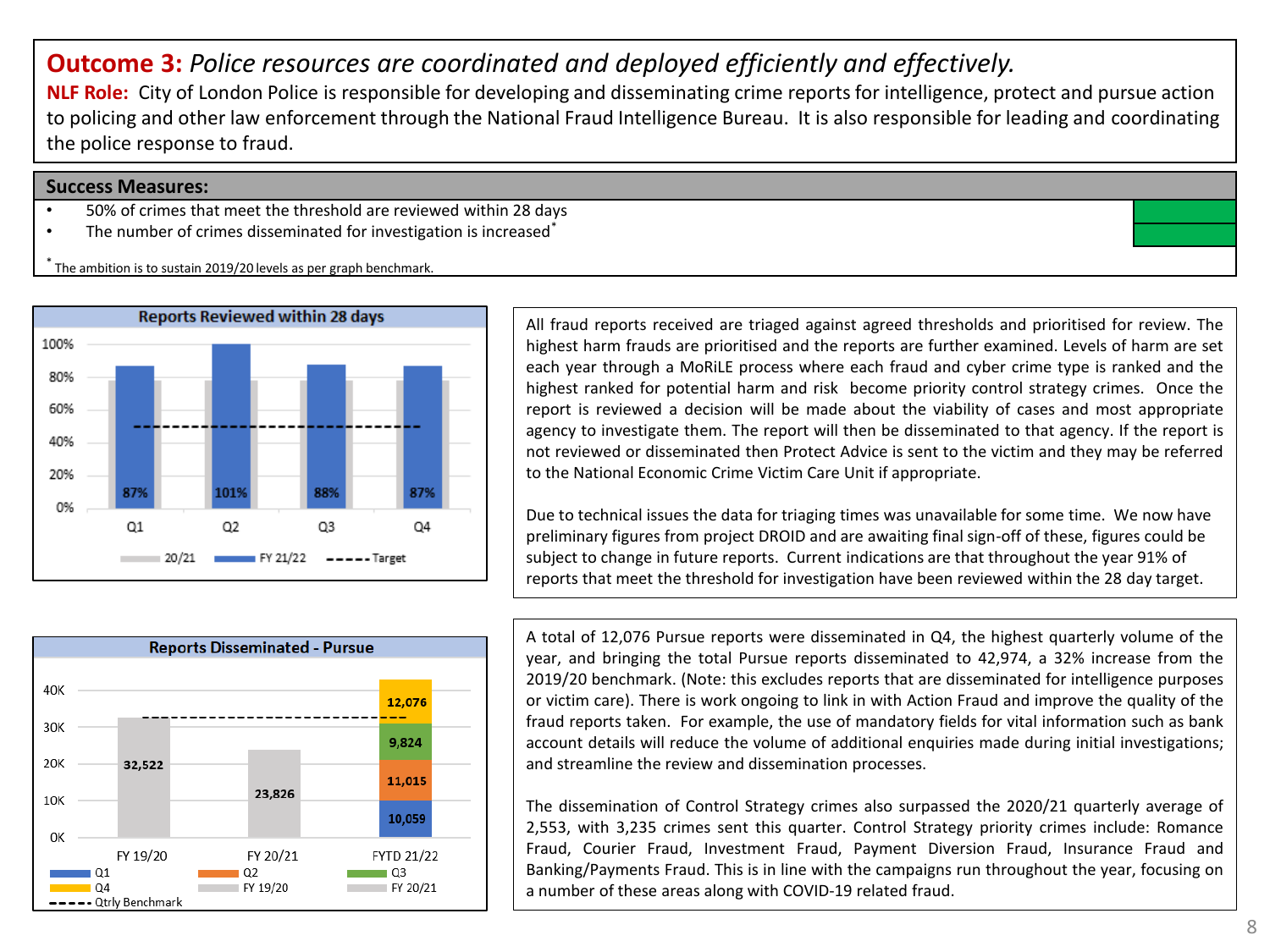# **Outcome 3:** *Police resources are coordinated and deployed efficiently and effectively.*

**NLF Role:** City of London Police is responsible for developing and disseminating crime reports for intelligence, protect and pursue action to policing and other law enforcement through the National Fraud Intelligence Bureau. It is also responsible for leading and coordinating the police response to fraud.

## Success Measures:

- 50% of crimes that meet the threshold are reviewed within 28 days
- The number of crimes disseminated for investigation is increased*

* The ambition is to sustain 2019/20 levels as per graph benchmark.

**Reports Reviewed within 28 days**

| | Q1 | Q2 | Q3 | Q4 |
|---|---|---|---|---|
| FY 21/22 | 87% | 101% | 88% | 87% |

Legend: 20/21, FY 21/22, Target (50%)

All fraud reports received are triaged against agreed thresholds and prioritised for review. The highest harm frauds are prioritised and the reports are further examined. Levels of harm are set each year through a MoRiLE process where each fraud and cyber crime type is ranked and the highest ranked for potential harm and risk become priority control strategy crimes. Once the report is reviewed a decision will be made about the viability of cases and most appropriate agency to investigate them. The report will then be disseminated to that agency. If the report is not reviewed or disseminated then Protect Advice is sent to the victim and they may be referred to the National Economic Crime Victim Care Unit if appropriate.

Due to technical issues the data for triaging times was unavailable for some time. We now have preliminary figures from project DROID and are awaiting final sign-off of these, figures could be subject to change in future reports. Current indications are that throughout the year 91% of reports that meet the threshold for investigation have been reviewed within the 28 day target.

**Reports Disseminated - Pursue**

| | FY 19/20 | FY 20/21 | FYTD 21/22 |
|---|---|---|---|
| Total | 32,522 | 23,826 | |
| Q1 | | | 10,059 |
| Q2 | | | 11,015 |
| Q3 | | | 9,824 |
| Q4 | | | 12,076 |

Legend: Q1, Q2, Q3, Q4, FY 19/20, FY 20/21, Qtrly Benchmark

A total of 12,076 Pursue reports were disseminated in Q4, the highest quarterly volume of the year, and bringing the total Pursue reports disseminated to 42,974, a 32% increase from the 2019/20 benchmark. (Note: this excludes reports that are disseminated for intelligence purposes or victim care). There is work ongoing to link in with Action Fraud and improve the quality of the fraud reports taken. For example, the use of mandatory fields for vital information such as bank account details will reduce the volume of additional enquiries made during initial investigations; and streamline the review and dissemination processes.

The dissemination of Control Strategy crimes also surpassed the 2020/21 quarterly average of 2,553, with 3,235 crimes sent this quarter. Control Strategy priority crimes include: Romance Fraud, Courier Fraud, Investment Fraud, Payment Diversion Fraud, Insurance Fraud and Banking/Payments Fraud. This is in line with the campaigns run throughout the year, focusing on a number of these areas along with COVID-19 related fraud.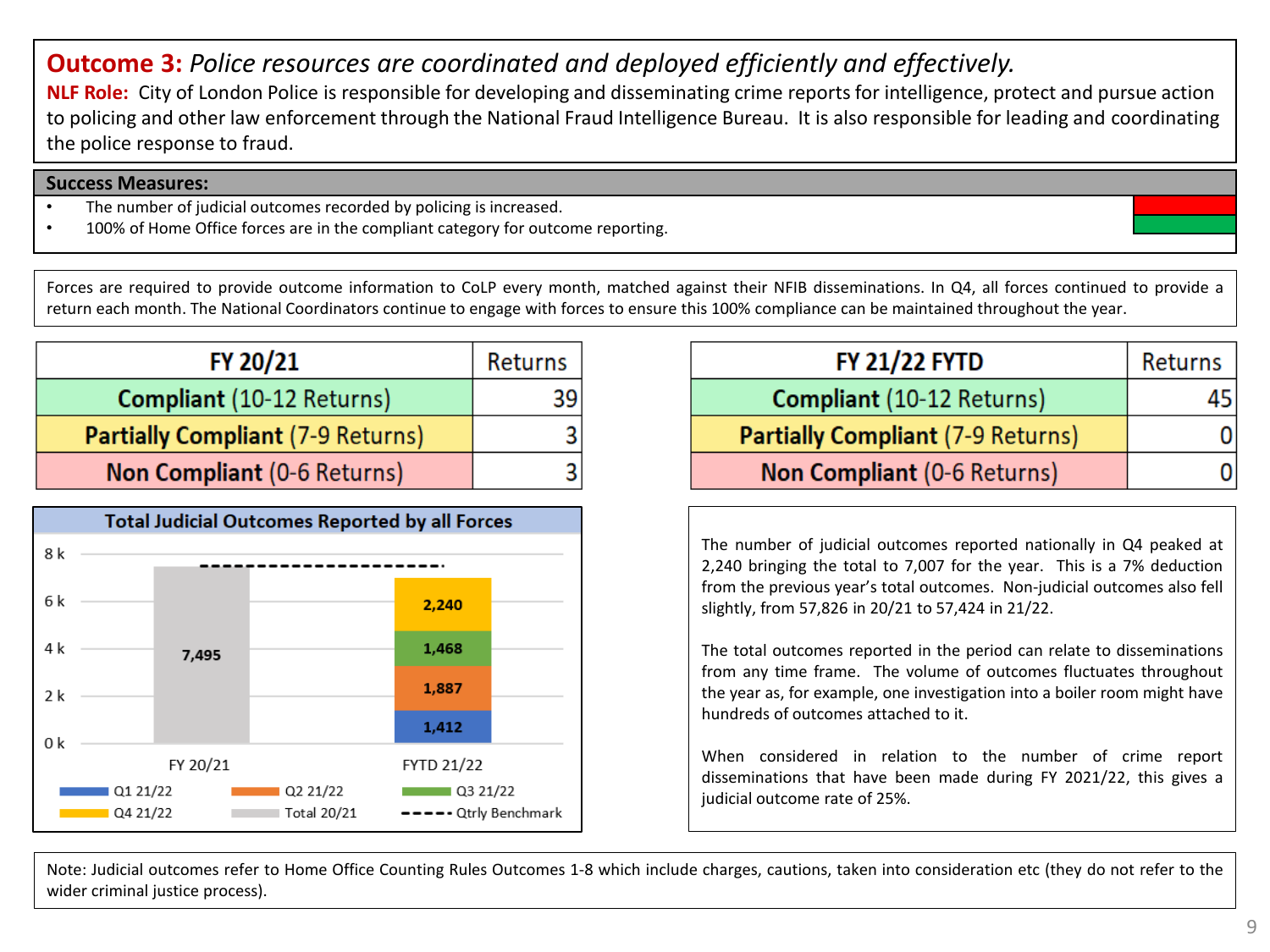# **Outcome 3:** *Police resources are coordinated and deployed efficiently and effectively.*

**NLF Role:** City of London Police is responsible for developing and disseminating crime reports for intelligence, protect and pursue action to policing and other law enforcement through the National Fraud Intelligence Bureau. It is also responsible for leading and coordinating the police response to fraud.

**Success Measures:**

- The number of judicial outcomes recorded by policing is increased.
- 100% of Home Office forces are in the compliant category for outcome reporting.

Forces are required to provide outcome information to CoLP every month, matched against their NFIB disseminations. In Q4, all forces continued to provide a return each month. The National Coordinators continue to engage with forces to ensure this 100% compliance can be maintained throughout the year.

| FY 20/21 | Returns |
|---|---|
| **Compliant** (10-12 Returns) | 39 |
| **Partially Compliant** (7-9 Returns) | 3 |
| **Non Compliant** (0-6 Returns) | 3 |

| FY 21/22 FYTD | Returns |
|---|---|
| **Compliant** (10-12 Returns) | 45 |
| **Partially Compliant** (7-9 Returns) | 0 |
| **Non Compliant** (0-6 Returns) | 0 |

**Total Judicial Outcomes Reported by all Forces**

| | Total 20/21 | Q1 21/22 | Q2 21/22 | Q3 21/22 | Q4 21/22 |
|---|---|---|---|---|---|
| FY 20/21 | 7,495 | | | | |
| FYTD 21/22 | | 1,412 | 1,887 | 1,468 | 2,240 |

The number of judicial outcomes reported nationally in Q4 peaked at 2,240 bringing the total to 7,007 for the year. This is a 7% deduction from the previous year's total outcomes. Non-judicial outcomes also fell slightly, from 57,826 in 20/21 to 57,424 in 21/22.

The total outcomes reported in the period can relate to disseminations from any time frame. The volume of outcomes fluctuates throughout the year as, for example, one investigation into a boiler room might have hundreds of outcomes attached to it.

When considered in relation to the number of crime report disseminations that have been made during FY 2021/22, this gives a judicial outcome rate of 25%.

Note: Judicial outcomes refer to Home Office Counting Rules Outcomes 1-8 which include charges, cautions, taken into consideration etc (they do not refer to the wider criminal justice process).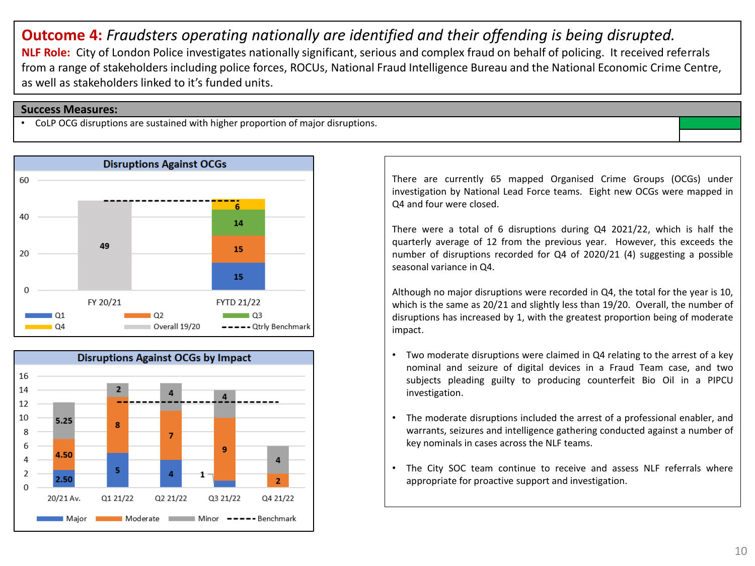# **Outcome 4:** *Fraudsters operating nationally are identified and their offending is being disrupted.*

**NLF Role:** City of London Police investigates nationally significant, serious and complex fraud on behalf of policing. It received referrals from a range of stakeholders including police forces, ROCUs, National Fraud Intelligence Bureau and the National Economic Crime Centre, as well as stakeholders linked to it's funded units.

## Success Measures:

- CoLP OCG disruptions are sustained with higher proportion of major disruptions.

### Disruptions Against OCGs

| | Q1 | Q2 | Q3 | Q4 | Overall 19/20 |
|---|---|---|---|---|---|
| FY 20/21 | | | | | 49 |
| FYTD 21/22 | 15 | 15 | 14 | 6 | |

Qtrly Benchmark: 49

### Disruptions Against OCGs by Impact

| | Major | Moderate | Minor |
|---|---|---|---|
| 20/21 Av. | 2.50 | 4.50 | 5.25 |
| Q1 21/22 | 5 | 8 | 2 |
| Q2 21/22 | 4 | 7 | 4 |
| Q3 21/22 | 1 | 9 | 4 |
| Q4 21/22 | | 2 | 4 |

Benchmark: 12.25

There are currently 65 mapped Organised Crime Groups (OCGs) under investigation by National Lead Force teams. Eight new OCGs were mapped in Q4 and four were closed.

There were a total of 6 disruptions during Q4 2021/22, which is half the quarterly average of 12 from the previous year. However, this exceeds the number of disruptions recorded for Q4 of 2020/21 (4) suggesting a possible seasonal variance in Q4.

Although no major disruptions were recorded in Q4, the total for the year is 10, which is the same as 20/21 and slightly less than 19/20. Overall, the number of disruptions has increased by 1, with the greatest proportion being of moderate impact.

- Two moderate disruptions were claimed in Q4 relating to the arrest of a key nominal and seizure of digital devices in a Fraud Team case, and two subjects pleading guilty to producing counterfeit Bio Oil in a PIPCU investigation.
- The moderate disruptions included the arrest of a professional enabler, and warrants, seizures and intelligence gathering conducted against a number of key nominals in cases across the NLF teams.
- The City SOC team continue to receive and assess NLF referrals where appropriate for proactive support and investigation.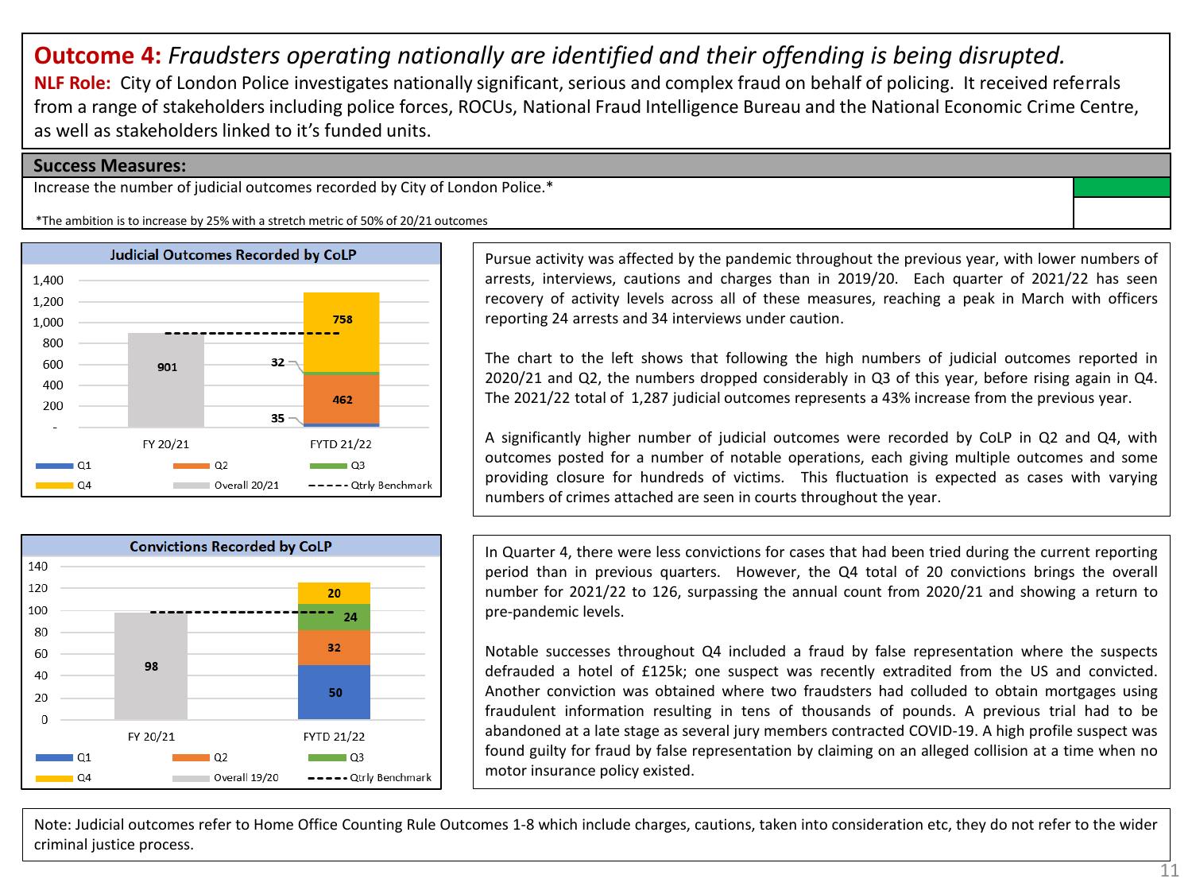# **Outcome 4:** *Fraudsters operating nationally are identified and their offending is being disrupted.*

**NLF Role:** City of London Police investigates nationally significant, serious and complex fraud on behalf of policing. It received referrals from a range of stakeholders including police forces, ROCUs, National Fraud Intelligence Bureau and the National Economic Crime Centre, as well as stakeholders linked to it's funded units.

## Success Measures:

Increase the number of judicial outcomes recorded by City of London Police.*

*The ambition is to increase by 25% with a stretch metric of 50% of 20/21 outcomes

**Judicial Outcomes Recorded by CoLP**

| | Q1 | Q2 | Q3 | Q4 | Overall 20/21 |
|---|---|---|---|---|---|
| FY 20/21 | | | | | 901 |
| FYTD 21/22 | 35 | 462 | 32 | 758 | |

Pursue activity was affected by the pandemic throughout the previous year, with lower numbers of arrests, interviews, cautions and charges than in 2019/20. Each quarter of 2021/22 has seen recovery of activity levels across all of these measures, reaching a peak in March with officers reporting 24 arrests and 34 interviews under caution.

The chart to the left shows that following the high numbers of judicial outcomes reported in 2020/21 and Q2, the numbers dropped considerably in Q3 of this year, before rising again in Q4. The 2021/22 total of 1,287 judicial outcomes represents a 43% increase from the previous year.

A significantly higher number of judicial outcomes were recorded by CoLP in Q2 and Q4, with outcomes posted for a number of notable operations, each giving multiple outcomes and some providing closure for hundreds of victims. This fluctuation is expected as cases with varying numbers of crimes attached are seen in courts throughout the year.

**Convictions Recorded by CoLP**

| | Q1 | Q2 | Q3 | Q4 | Overall 19/20 |
|---|---|---|---|---|---|
| FY 20/21 | | | | | 98 |
| FYTD 21/22 | 50 | 32 | 24 | 20 | |

In Quarter 4, there were less convictions for cases that had been tried during the current reporting period than in previous quarters. However, the Q4 total of 20 convictions brings the overall number for 2021/22 to 126, surpassing the annual count from 2020/21 and showing a return to pre-pandemic levels.

Notable successes throughout Q4 included a fraud by false representation where the suspects defrauded a hotel of £125k; one suspect was recently extradited from the US and convicted. Another conviction was obtained where two fraudsters had colluded to obtain mortgages using fraudulent information resulting in tens of thousands of pounds. A previous trial had to be abandoned at a late stage as several jury members contracted COVID-19. A high profile suspect was found guilty for fraud by false representation by claiming on an alleged collision at a time when no motor insurance policy existed.

Note: Judicial outcomes refer to Home Office Counting Rule Outcomes 1-8 which include charges, cautions, taken into consideration etc, they do not refer to the wider criminal justice process.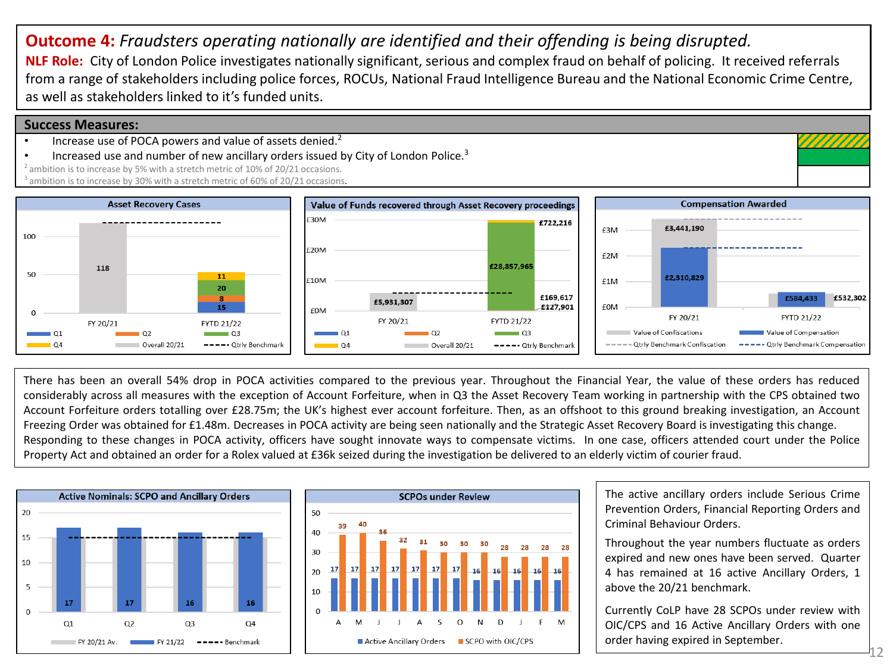# **Outcome 4:** *Fraudsters operating nationally are identified and their offending is being disrupted.*

**NLF Role:** City of London Police investigates nationally significant, serious and complex fraud on behalf of policing. It received referrals from a range of stakeholders including police forces, ROCUs, National Fraud Intelligence Bureau and the National Economic Crime Centre, as well as stakeholders linked to it's funded units.

## Success Measures:

- Increase use of POCA powers and value of assets denied.[2]
- Increased use and number of new ancillary orders issued by City of London Police.[3]

[2] ambition is to increase by 5% with a stretch metric of 10% of 20/21 occasions.
[3] ambition is to increase by 30% with a stretch metric of 60% of 20/21 occasions.

### Asset Recovery Cases

| | Q1 | Q2 | Q3 | Q4 | Overall 20/21 |
|---|---|---|---|---|---|
| FY 20/21 | | | | | 118 |
| FYTD 21/22 | 15 | 8 | 20 | 11 | |

### Value of Funds recovered through Asset Recovery proceedings

| | Q1 | Q2 | Q3 | Q4 | Overall 20/21 |
|---|---|---|---|---|---|
| FY 20/21 | | | | | £5,931,307 |
| FYTD 21/22 | £127,901 | £169,617 | £28,857,965 | £722,216 | |

### Compensation Awarded

| | Value of Confiscations | Value of Compensation |
|---|---|---|
| FY 20/21 | £3,441,190 | £2,310,829 |
| FYTD 21/22 | £532,302 | £584,433 |

There has been an overall 54% drop in POCA activities compared to the previous year. Throughout the Financial Year, the value of these orders has reduced considerably across all measures with the exception of Account Forfeiture, when in Q3 the Asset Recovery Team working in partnership with the CPS obtained two Account Forfeiture orders totalling over £28.75m; the UK's highest ever account forfeiture. Then, as an offshoot to this ground breaking investigation, an Account Freezing Order was obtained for £1.48m. Decreases in POCA activity are being seen nationally and the Strategic Asset Recovery Board is investigating this change. Responding to these changes in POCA activity, officers have sought innovate ways to compensate victims. In one case, officers attended court under the Police Property Act and obtained an order for a Rolex valued at £36k seized during the investigation be delivered to an elderly victim of courier fraud.

### Active Nominals: SCPO and Ancillary Orders

| | Q1 | Q2 | Q3 | Q4 |
|---|---|---|---|---|
| FY 21/22 | 17 | 17 | 16 | 16 |

### SCPOs under Review

| | A | M | J | J | A | S | O | N | D | J | F | M |
|---|---|---|---|---|---|---|---|---|---|---|---|---|
| Active Ancillary Orders | 17 | 17 | 17 | 17 | 17 | 17 | 17 | 16 | 16 | 16 | 16 | 16 |
| SCPO with OIC/CPS | 39 | 40 | 36 | 32 | 31 | 30 | 30 | 30 | 28 | 28 | 28 | 28 |

The active ancillary orders include Serious Crime Prevention Orders, Financial Reporting Orders and Criminal Behaviour Orders.

Throughout the year numbers fluctuate as orders expired and new ones have been served. Quarter 4 has remained at 16 active Ancillary Orders, 1 above the 20/21 benchmark.

Currently CoLP have 28 SCPOs under review with OIC/CPS and 16 Active Ancillary Orders with one order having expired in September.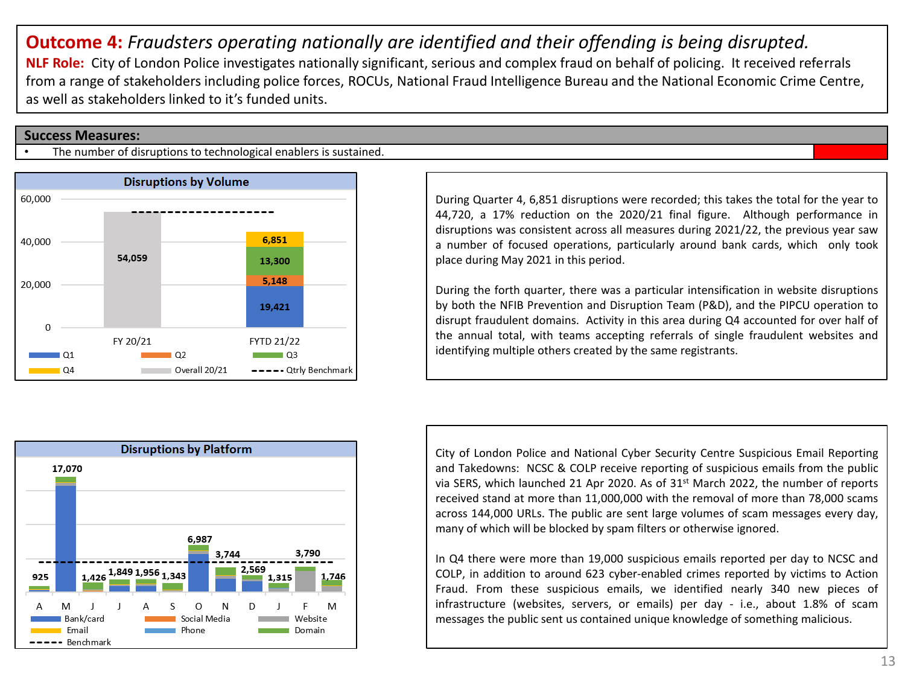# **Outcome 4:** *Fraudsters operating nationally are identified and their offending is being disrupted.*

**NLF Role:** City of London Police investigates nationally significant, serious and complex fraud on behalf of policing. It received referrals from a range of stakeholders including police forces, ROCUs, National Fraud Intelligence Bureau and the National Economic Crime Centre, as well as stakeholders linked to it's funded units.

## Success Measures:

- The number of disruptions to technological enablers is sustained.

### Disruptions by Volume

| | FY 20/21 | FYTD 21/22 |
|---|---|---|
| Overall 20/21 | 54,059 | |
| Q1 | | 19,421 |
| Q2 | | 5,148 |
| Q3 | | 13,300 |
| Q4 | | 6,851 |

Legend: Q1, Q2, Q3, Q4, Overall 20/21, Qtrly Benchmark

During Quarter 4, 6,851 disruptions were recorded; this takes the total for the year to 44,720, a 17% reduction on the 2020/21 final figure. Although performance in disruptions was consistent across all measures during 2021/22, the previous year saw a number of focused operations, particularly around bank cards, which only took place during May 2021 in this period.

During the forth quarter, there was a particular intensification in website disruptions by both the NFIB Prevention and Disruption Team (P&D), and the PIPCU operation to disrupt fraudulent domains. Activity in this area during Q4 accounted for over half of the annual total, with teams accepting referrals of single fraudulent websites and identifying multiple others created by the same registrants.

### Disruptions by Platform

| Month | A | M | J | J | A | S | O | N | D | J | F | M |
|---|---|---|---|---|---|---|---|---|---|---|---|---|
| Total | 925 | 17,070 | 1,426 | 1,849 | 1,956 | 1,343 | 6,987 | 3,744 | 2,569 | 1,315 | 3,790 | 1,746 |

Legend: Bank/card, Social Media, Website, Email, Phone, Domain, Benchmark

City of London Police and National Cyber Security Centre Suspicious Email Reporting and Takedowns: NCSC & COLP receive reporting of suspicious emails from the public via SERS, which launched 21 Apr 2020. As of 31st March 2022, the number of reports received stand at more than 11,000,000 with the removal of more than 78,000 scams across 144,000 URLs. The public are sent large volumes of scam messages every day, many of which will be blocked by spam filters or otherwise ignored.

In Q4 there were more than 19,000 suspicious emails reported per day to NCSC and COLP, in addition to around 623 cyber-enabled crimes reported by victims to Action Fraud. From these suspicious emails, we identified nearly 340 new pieces of infrastructure (websites, servers, or emails) per day - i.e., about 1.8% of scam messages the public sent us contained unique knowledge of something malicious.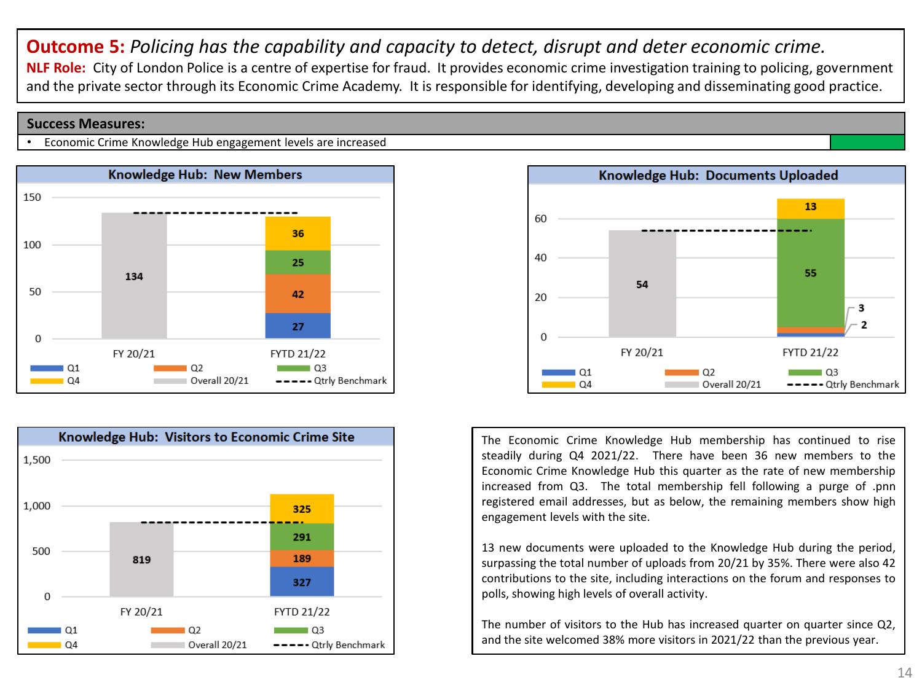**Outcome 5:** *Policing has the capability and capacity to detect, disrupt and deter economic crime.*

**NLF Role:** City of London Police is a centre of expertise for fraud. It provides economic crime investigation training to policing, government and the private sector through its Economic Crime Academy. It is responsible for identifying, developing and disseminating good practice.

**Success Measures:**

- Economic Crime Knowledge Hub engagement levels are increased

**Knowledge Hub: New Members**

| | Overall 20/21 | Q1 | Q2 | Q3 | Q4 |
|---|---|---|---|---|---|
| FY 20/21 | 134 | | | | |
| FYTD 21/22 | | 27 | 42 | 25 | 36 |

**Knowledge Hub: Documents Uploaded**

| | Overall 20/21 | Q1 | Q2 | Q3 | Q4 |
|---|---|---|---|---|---|
| FY 20/21 | 54 | | | | |
| FYTD 21/22 | | 2 | 3 | 55 | 13 |

**Knowledge Hub: Visitors to Economic Crime Site**

| | Overall 20/21 | Q1 | Q2 | Q3 | Q4 |
|---|---|---|---|---|---|
| FY 20/21 | 819 | | | | |
| FYTD 21/22 | | 327 | 189 | 291 | 325 |

The Economic Crime Knowledge Hub membership has continued to rise steadily during Q4 2021/22. There have been 36 new members to the Economic Crime Knowledge Hub this quarter as the rate of new membership increased from Q3. The total membership fell following a purge of .pnn registered email addresses, but as below, the remaining members show high engagement levels with the site.

13 new documents were uploaded to the Knowledge Hub during the period, surpassing the total number of uploads from 20/21 by 35%. There were also 42 contributions to the site, including interactions on the forum and responses to polls, showing high levels of overall activity.

The number of visitors to the Hub has increased quarter on quarter since Q2, and the site welcomed 38% more visitors in 2021/22 than the previous year.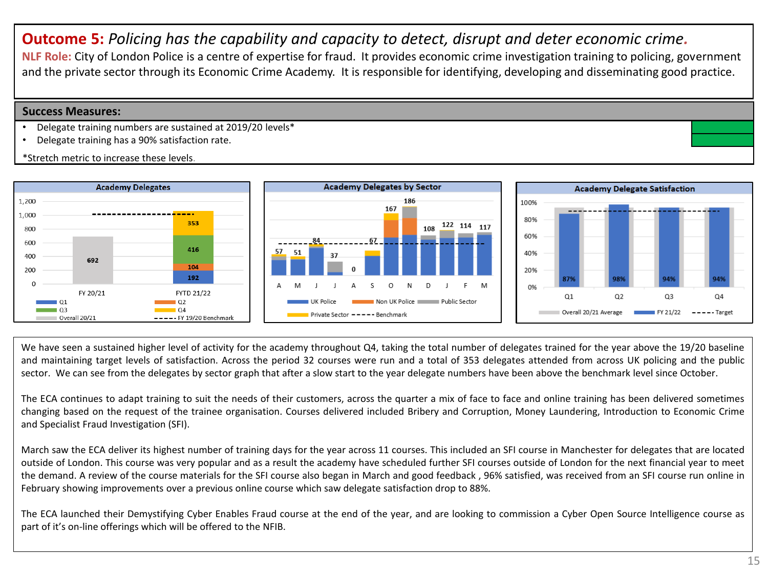# **Outcome 5:** *Policing has the capability and capacity to detect, disrupt and deter economic crime.*

**NLF Role:** City of London Police is a centre of expertise for fraud. It provides economic crime investigation training to policing, government and the private sector through its Economic Crime Academy. It is responsible for identifying, developing and disseminating good practice.

## Success Measures:

- Delegate training numbers are sustained at 2019/20 levels*
- Delegate training has a 90% satisfaction rate.

*Stretch metric to increase these levels.

**Academy Delegates**

1,200
1,000
800
600
400
200
0

692

353
416
104
192

FY 20/21
FYTD 21/22

Q1
Q2
Q3
Q4
Overall 20/21
FY 19/20 Benchmark

**Academy Delegates by Sector**

57 51 84 37 0 67 167 186 108 122 114 117

A M J J A S O N D J F M

UK Police
Non UK Police
Public Sector
Private Sector
Benchmark

**Academy Delegate Satisfaction**

100%
80%
60%
40%
20%
0%

87% 98% 94% 94%

Q1 Q2 Q3 Q4

Overall 20/21 Average
FY 21/22
Target

We have seen a sustained higher level of activity for the academy throughout Q4, taking the total number of delegates trained for the year above the 19/20 baseline and maintaining target levels of satisfaction. Across the period 32 courses were run and a total of 353 delegates attended from across UK policing and the public sector. We can see from the delegates by sector graph that after a slow start to the year delegate numbers have been above the benchmark level since October.

The ECA continues to adapt training to suit the needs of their customers, across the quarter a mix of face to face and online training has been delivered sometimes changing based on the request of the trainee organisation. Courses delivered included Bribery and Corruption, Money Laundering, Introduction to Economic Crime and Specialist Fraud Investigation (SFI).

March saw the ECA deliver its highest number of training days for the year across 11 courses. This included an SFI course in Manchester for delegates that are located outside of London. This course was very popular and as a result the academy have scheduled further SFI courses outside of London for the next financial year to meet the demand. A review of the course materials for the SFI course also began in March and good feedback , 96% satisfied, was received from an SFI course run online in February showing improvements over a previous online course which saw delegate satisfaction drop to 88%.

The ECA launched their Demystifying Cyber Enables Fraud course at the end of the year, and are looking to commission a Cyber Open Source Intelligence course as part of it's on-line offerings which will be offered to the NFIB.